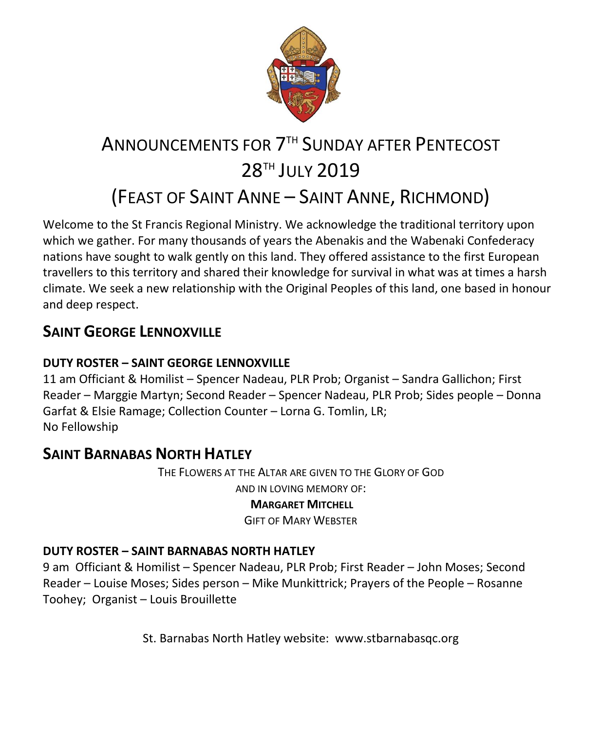# ANNOUNCEMENTS FOR 7TH SUNDAY AFTER PENTECOST 28TH JULY 2019 (FEAST OF SAINT ANNE – SAINT ANNE, RICHMOND)

Welcome to the St Francis Regional Ministry. We acknowledge the traditional territory upon which we gather. For many thousands of years the Abenakis and the Wabenaki Confederacy nations have sought to walk gently on this land. They offered assistance to the first European travellers to this territory and shared their knowledge for survival in what was at times a harsh climate. We seek a new relationship with the Original Peoples of this land, one based in honour and deep respect.

## SAINT GEORGE LENNOXVILLE

### DUTY ROSTER – SAINT GEORGE LENNOXVILLE

11 am Officiant & Homilist – Spencer Nadeau, PLR Prob; Organist – Sandra Gallichon; First Reader – Marggie Martyn; Second Reader – Spencer Nadeau, PLR Prob; Sides people – Donna Garfat & Elsie Ramage; Collection Counter – Lorna G. Tomlin, LR;
No Fellowship

## SAINT BARNABAS NORTH HATLEY

THE FLOWERS AT THE ALTAR ARE GIVEN TO THE GLORY OF GOD
AND IN LOVING MEMORY OF:
**MARGARET MITCHELL**
GIFT OF MARY WEBSTER

### DUTY ROSTER – SAINT BARNABAS NORTH HATLEY

9 am Officiant & Homilist – Spencer Nadeau, PLR Prob; First Reader – John Moses; Second Reader – Louise Moses; Sides person – Mike Munkittrick; Prayers of the People – Rosanne Toohey; Organist – Louis Brouillette

St. Barnabas North Hatley website: www.stbarnabasqc.org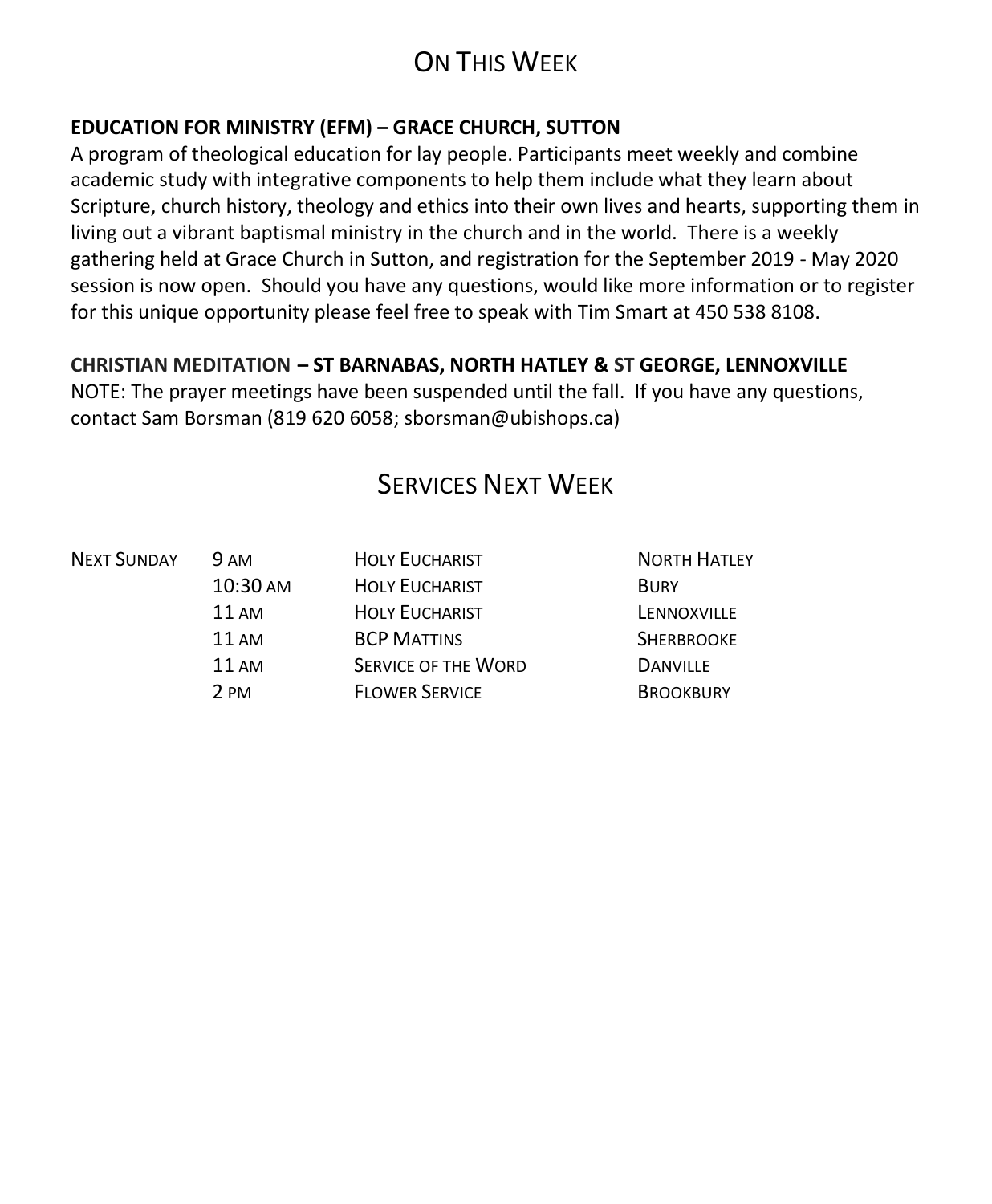# On This Week

**EDUCATION FOR MINISTRY (EFM) – GRACE CHURCH, SUTTON**

A program of theological education for lay people. Participants meet weekly and combine academic study with integrative components to help them include what they learn about Scripture, church history, theology and ethics into their own lives and hearts, supporting them in living out a vibrant baptismal ministry in the church and in the world. There is a weekly gathering held at Grace Church in Sutton, and registration for the September 2019 - May 2020 session is now open. Should you have any questions, would like more information or to register for this unique opportunity please feel free to speak with Tim Smart at 450 538 8108.

**CHRISTIAN MEDITATION – ST BARNABAS, NORTH HATLEY & ST GEORGE, LENNOXVILLE**

NOTE: The prayer meetings have been suspended until the fall. If you have any questions, contact Sam Borsman (819 620 6058; sborsman@ubishops.ca)

# Services Next Week

| | | | |
|---|---|---|---|
| Next Sunday | 9 am | Holy Eucharist | North Hatley |
| | 10:30 am | Holy Eucharist | Bury |
| | 11 am | Holy Eucharist | Lennoxville |
| | 11 am | BCP Mattins | Sherbrooke |
| | 11 am | Service of the Word | Danville |
| | 2 pm | Flower Service | Brookbury |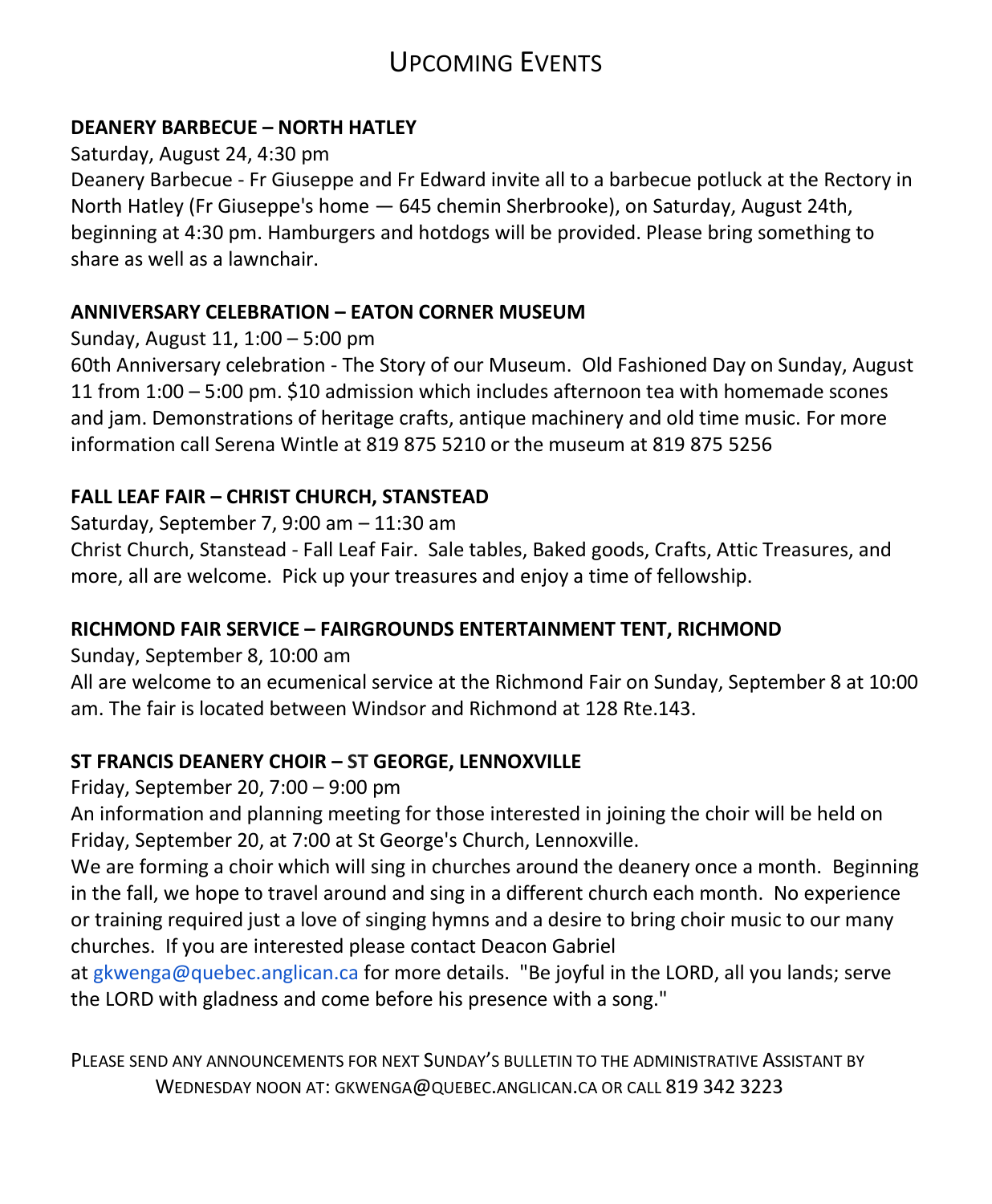# Upcoming Events

**DEANERY BARBECUE – NORTH HATLEY**

Saturday, August 24, 4:30 pm

Deanery Barbecue - Fr Giuseppe and Fr Edward invite all to a barbecue potluck at the Rectory in North Hatley (Fr Giuseppe's home — 645 chemin Sherbrooke), on Saturday, August 24th, beginning at 4:30 pm. Hamburgers and hotdogs will be provided. Please bring something to share as well as a lawnchair.

**ANNIVERSARY CELEBRATION – EATON CORNER MUSEUM**

Sunday, August 11, 1:00 – 5:00 pm

60th Anniversary celebration - The Story of our Museum. Old Fashioned Day on Sunday, August 11 from 1:00 – 5:00 pm. $10 admission which includes afternoon tea with homemade scones and jam. Demonstrations of heritage crafts, antique machinery and old time music. For more information call Serena Wintle at 819 875 5210 or the museum at 819 875 5256

**FALL LEAF FAIR – CHRIST CHURCH, STANSTEAD**

Saturday, September 7, 9:00 am – 11:30 am

Christ Church, Stanstead - Fall Leaf Fair. Sale tables, Baked goods, Crafts, Attic Treasures, and more, all are welcome. Pick up your treasures and enjoy a time of fellowship.

**RICHMOND FAIR SERVICE – FAIRGROUNDS ENTERTAINMENT TENT, RICHMOND**

Sunday, September 8, 10:00 am

All are welcome to an ecumenical service at the Richmond Fair on Sunday, September 8 at 10:00 am. The fair is located between Windsor and Richmond at 128 Rte.143.

**ST FRANCIS DEANERY CHOIR – ST GEORGE, LENNOXVILLE**

Friday, September 20, 7:00 – 9:00 pm

An information and planning meeting for those interested in joining the choir will be held on Friday, September 20, at 7:00 at St George's Church, Lennoxville.

We are forming a choir which will sing in churches around the deanery once a month. Beginning in the fall, we hope to travel around and sing in a different church each month. No experience or training required just a love of singing hymns and a desire to bring choir music to our many churches. If you are interested please contact Deacon Gabriel at gkwenga@quebec.anglican.ca for more details. "Be joyful in the LORD, all you lands; serve the LORD with gladness and come before his presence with a song."

Please send any announcements for next Sunday's bulletin to the administrative Assistant by Wednesday noon at: gkwenga@quebec.anglican.ca or call 819 342 3223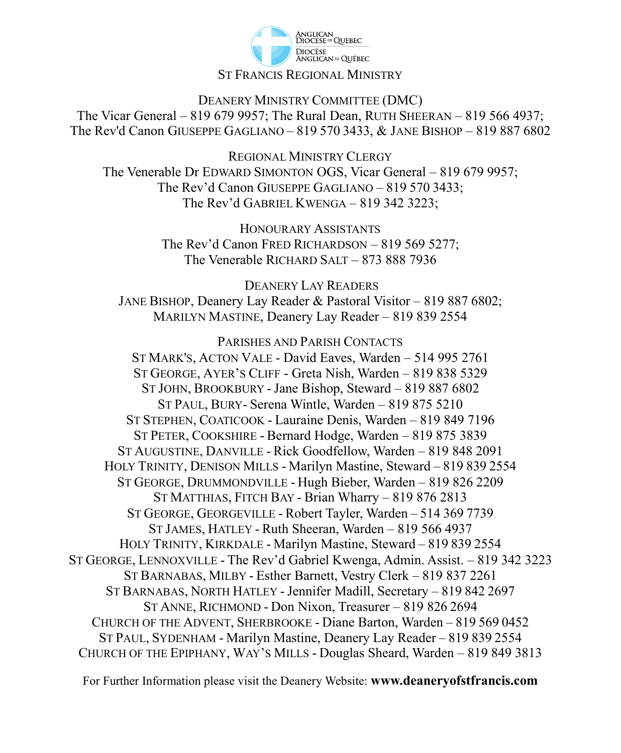ANGLICAN DIOCESE OF QUEBEC
DIOCÈSE ANGLICAN DE QUÉBEC

## ST FRANCIS REGIONAL MINISTRY

### DEANERY MINISTRY COMMITTEE (DMC)

The Vicar General – 819 679 9957; The Rural Dean, RUTH SHEERAN – 819 566 4937;
The Rev'd Canon GIUSEPPE GAGLIANO – 819 570 3433, & JANE BISHOP – 819 887 6802

### REGIONAL MINISTRY CLERGY

The Venerable Dr EDWARD SIMONTON OGS, Vicar General – 819 679 9957;
The Rev'd Canon GIUSEPPE GAGLIANO – 819 570 3433;
The Rev'd GABRIEL KWENGA – 819 342 3223;

### HONOURARY ASSISTANTS

The Rev'd Canon FRED RICHARDSON – 819 569 5277;
The Venerable RICHARD SALT – 873 888 7936

### DEANERY LAY READERS

JANE BISHOP, Deanery Lay Reader & Pastoral Visitor – 819 887 6802;
MARILYN MASTINE, Deanery Lay Reader – 819 839 2554

### PARISHES AND PARISH CONTACTS

ST MARK'S, ACTON VALE - David Eaves, Warden – 514 995 2761
ST GEORGE, AYER'S CLIFF - Greta Nish, Warden – 819 838 5329
ST JOHN, BROOKBURY - Jane Bishop, Steward – 819 887 6802
ST PAUL, BURY- Serena Wintle, Warden – 819 875 5210
ST STEPHEN, COATICOOK - Lauraine Denis, Warden – 819 849 7196
ST PETER, COOKSHIRE - Bernard Hodge, Warden – 819 875 3839
ST AUGUSTINE, DANVILLE - Rick Goodfellow, Warden – 819 848 2091
HOLY TRINITY, DENISON MILLS - Marilyn Mastine, Steward – 819 839 2554
ST GEORGE, DRUMMONDVILLE - Hugh Bieber, Warden – 819 826 2209
ST MATTHIAS, FITCH BAY - Brian Wharry – 819 876 2813
ST GEORGE, GEORGEVILLE - Robert Tayler, Warden – 514 369 7739
ST JAMES, HATLEY - Ruth Sheeran, Warden – 819 566 4937
HOLY TRINITY, KIRKDALE - Marilyn Mastine, Steward – 819 839 2554
ST GEORGE, LENNOXVILLE - The Rev'd Gabriel Kwenga, Admin. Assist. – 819 342 3223
ST BARNABAS, MILBY - Esther Barnett, Vestry Clerk – 819 837 2261
ST BARNABAS, NORTH HATLEY - Jennifer Madill, Secretary – 819 842 2697
ST ANNE, RICHMOND - Don Nixon, Treasurer – 819 826 2694
CHURCH OF THE ADVENT, SHERBROOKE - Diane Barton, Warden – 819 569 0452
ST PAUL, SYDENHAM - Marilyn Mastine, Deanery Lay Reader – 819 839 2554
CHURCH OF THE EPIPHANY, WAY'S MILLS - Douglas Sheard, Warden – 819 849 3813

For Further Information please visit the Deanery Website: **www.deaneryofstfrancis.com**